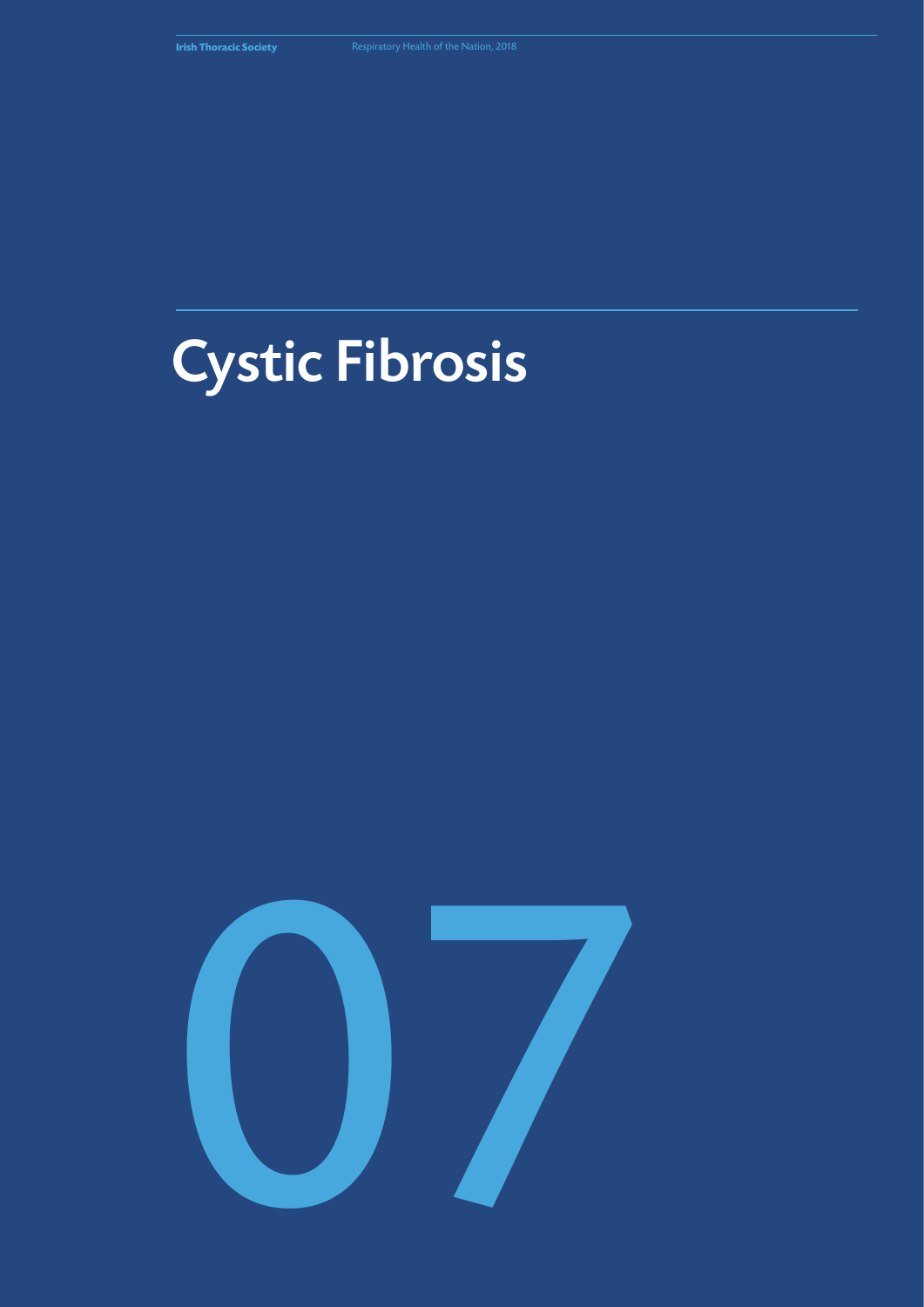# Cystic Fibrosis

07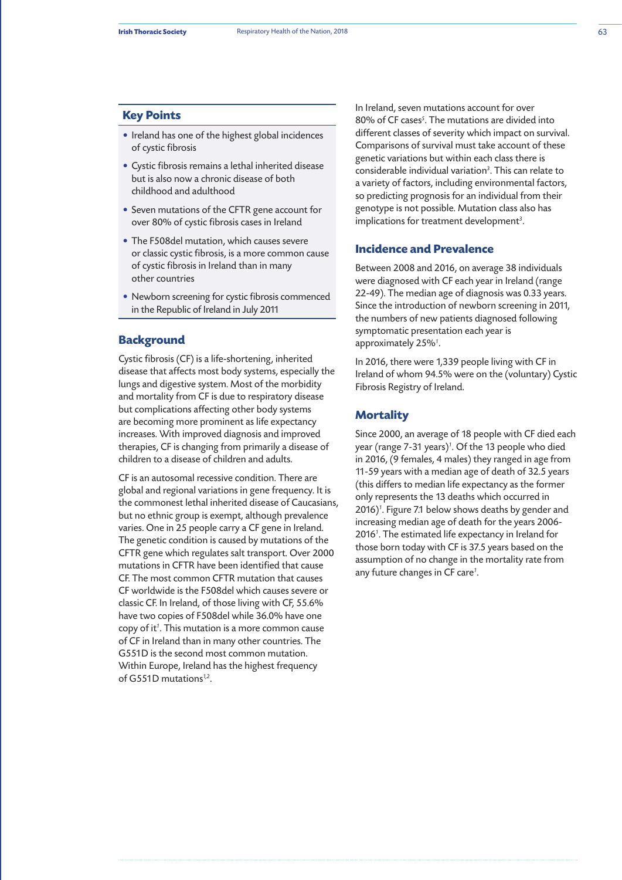## Key Points

- Ireland has one of the highest global incidences of cystic fibrosis
- Cystic fibrosis remains a lethal inherited disease but is also now a chronic disease of both childhood and adulthood
- Seven mutations of the CFTR gene account for over 80% of cystic fibrosis cases in Ireland
- The F508del mutation, which causes severe or classic cystic fibrosis, is a more common cause of cystic fibrosis in Ireland than in many other countries
- Newborn screening for cystic fibrosis commenced in the Republic of Ireland in July 2011

## Background

Cystic fibrosis (CF) is a life-shortening, inherited disease that affects most body systems, especially the lungs and digestive system. Most of the morbidity and mortality from CF is due to respiratory disease but complications affecting other body systems are becoming more prominent as life expectancy increases. With improved diagnosis and improved therapies, CF is changing from primarily a disease of children to a disease of children and adults.

CF is an autosomal recessive condition. There are global and regional variations in gene frequency. It is the commonest lethal inherited disease of Caucasians, but no ethnic group is exempt, although prevalence varies. One in 25 people carry a CF gene in Ireland. The genetic condition is caused by mutations of the CFTR gene which regulates salt transport. Over 2000 mutations in CFTR have been identified that cause CF. The most common CFTR mutation that causes CF worldwide is the F508del which causes severe or classic CF. In Ireland, of those living with CF, 55.6% have two copies of F508del while 36.0% have one copy of it[1]. This mutation is a more common cause of CF in Ireland than in many other countries. The G551D is the second most common mutation. Within Europe, Ireland has the highest frequency of G551D mutations[1,2].

In Ireland, seven mutations account for over 80% of CF cases[5]. The mutations are divided into different classes of severity which impact on survival. Comparisons of survival must take account of these genetic variations but within each class there is considerable individual variation[3]. This can relate to a variety of factors, including environmental factors, so predicting prognosis for an individual from their genotype is not possible. Mutation class also has implications for treatment development[3].

## Incidence and Prevalence

Between 2008 and 2016, on average 38 individuals were diagnosed with CF each year in Ireland (range 22-49). The median age of diagnosis was 0.33 years. Since the introduction of newborn screening in 2011, the numbers of new patients diagnosed following symptomatic presentation each year is approximately 25%[1].

In 2016, there were 1,339 people living with CF in Ireland of whom 94.5% were on the (voluntary) Cystic Fibrosis Registry of Ireland.

## Mortality

Since 2000, an average of 18 people with CF died each year (range 7-31 years)[1]. Of the 13 people who died in 2016, (9 females, 4 males) they ranged in age from 11-59 years with a median age of death of 32.5 years (this differs to median life expectancy as the former only represents the 13 deaths which occurred in 2016)[1]. Figure 7.1 below shows deaths by gender and increasing median age of death for the years 2006-2016[1]. The estimated life expectancy in Ireland for those born today with CF is 37.5 years based on the assumption of no change in the mortality rate from any future changes in CF care[1].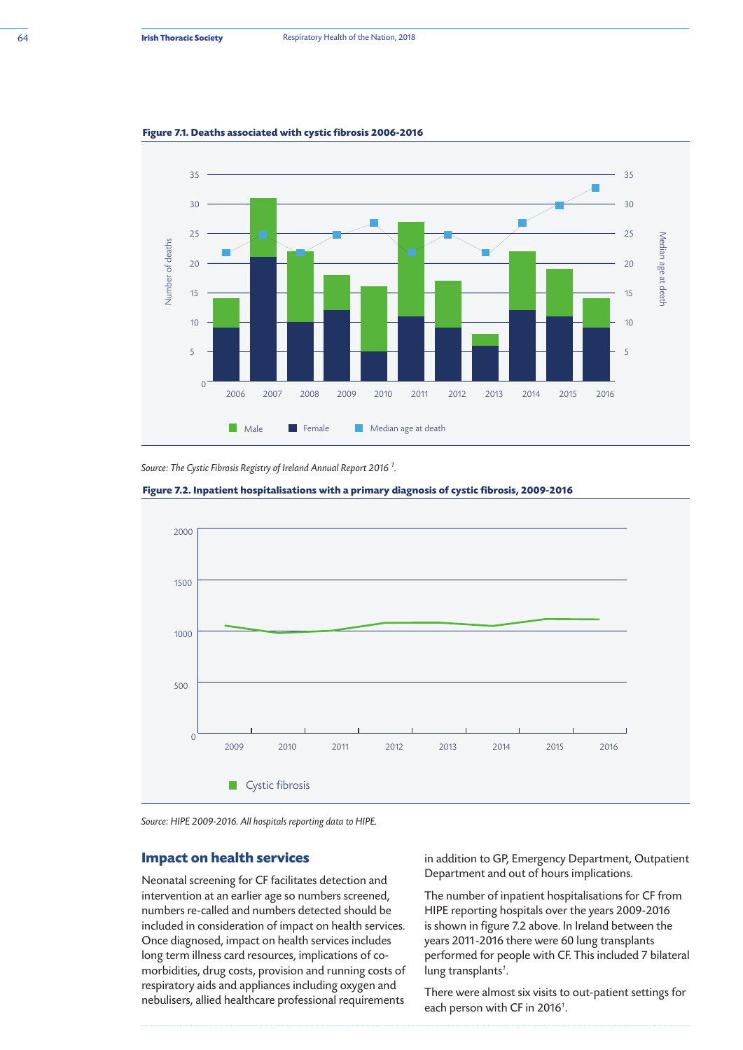**Figure 7.1. Deaths associated with cystic fibrosis 2006-2016**

*Source: The Cystic Fibrosis Registry of Ireland Annual Report 2016 [1].*

**Figure 7.2. Inpatient hospitalisations with a primary diagnosis of cystic fibrosis, 2009-2016**

*Source: HIPE 2009-2016. All hospitals reporting data to HIPE.*

## Impact on health services

Neonatal screening for CF facilitates detection and intervention at an earlier age so numbers screened, numbers re-called and numbers detected should be included in consideration of impact on health services. Once diagnosed, impact on health services includes long term illness card resources, implications of co-morbidities, drug costs, provision and running costs of respiratory aids and appliances including oxygen and nebulisers, allied healthcare professional requirements in addition to GP, Emergency Department, Outpatient Department and out of hours implications.

The number of inpatient hospitalisations for CF from HIPE reporting hospitals over the years 2009-2016 is shown in figure 7.2 above. In Ireland between the years 2011-2016 there were 60 lung transplants performed for people with CF. This included 7 bilateral lung transplants[1].

There were almost six visits to out-patient settings for each person with CF in 2016[1].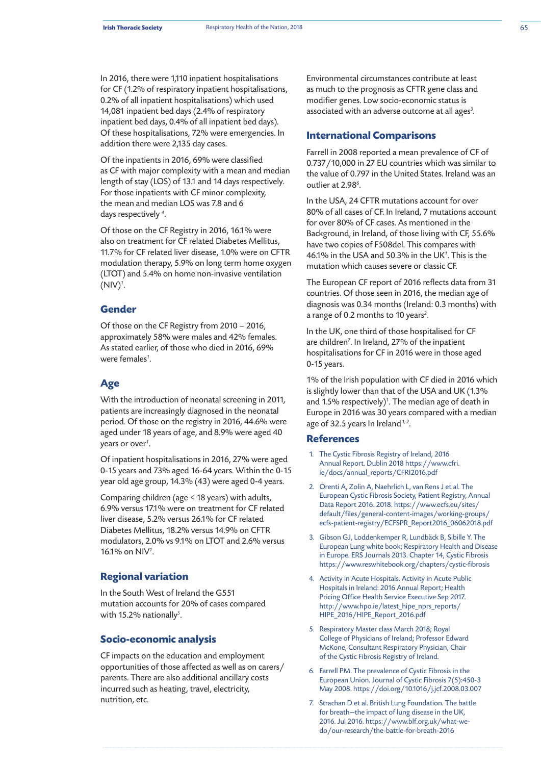In 2016, there were 1,110 inpatient hospitalisations for CF (1.2% of respiratory inpatient hospitalisations, 0.2% of all inpatient hospitalisations) which used 14,081 inpatient bed days (2.4% of respiratory inpatient bed days, 0.4% of all inpatient bed days). Of these hospitalisations, 72% were emergencies. In addition there were 2,135 day cases.

Of the inpatients in 2016, 69% were classified as CF with major complexity with a mean and median length of stay (LOS) of 13.1 and 14 days respectively. For those inpatients with CF minor complexity, the mean and median LOS was 7.8 and 6 days respectively [4].

Of those on the CF Registry in 2016, 16.1% were also on treatment for CF related Diabetes Mellitus, 11.7% for CF related liver disease, 1.0% were on CFTR modulation therapy, 5.9% on long term home oxygen (LTOT) and 5.4% on home non-invasive ventilation (NIV)[1].

## Gender

Of those on the CF Registry from 2010 – 2016, approximately 58% were males and 42% females. As stated earlier, of those who died in 2016, 69% were females[1].

## Age

With the introduction of neonatal screening in 2011, patients are increasingly diagnosed in the neonatal period. Of those on the registry in 2016, 44.6% were aged under 18 years of age, and 8.9% were aged 40 years or over[1].

Of inpatient hospitalisations in 2016, 27% were aged 0-15 years and 73% aged 16-64 years. Within the 0-15 year old age group, 14.3% (43) were aged 0-4 years.

Comparing children (age < 18 years) with adults, 6.9% versus 17.1% were on treatment for CF related liver disease, 5.2% versus 26.1% for CF related Diabetes Mellitus, 18.2% versus 14.9% on CFTR modulators, 2.0% vs 9.1% on LTOT and 2.6% versus 16.1% on NIV[1].

## Regional variation

In the South West of Ireland the G551 mutation accounts for 20% of cases compared with 15.2% nationally[5].

## Socio-economic analysis

CF impacts on the education and employment opportunities of those affected as well as on carers/parents. There are also additional ancillary costs incurred such as heating, travel, electricity, nutrition, etc.

Environmental circumstances contribute at least as much to the prognosis as CFTR gene class and modifier genes. Low socio-economic status is associated with an adverse outcome at all ages[3].

## International Comparisons

Farrell in 2008 reported a mean prevalence of CF of 0.737/10,000 in 27 EU countries which was similar to the value of 0.797 in the United States. Ireland was an outlier at 2.98[6].

In the USA, 24 CFTR mutations account for over 80% of all cases of CF. In Ireland, 7 mutations account for over 80% of CF cases. As mentioned in the Background, in Ireland, of those living with CF, 55.6% have two copies of F508del. This compares with 46.1% in the USA and 50.3% in the UK[1]. This is the mutation which causes severe or classic CF.

The European CF report of 2016 reflects data from 31 countries. Of those seen in 2016, the median age of diagnosis was 0.34 months (Ireland: 0.3 months) with a range of 0.2 months to 10 years[2].

In the UK, one third of those hospitalised for CF are children[7]. In Ireland, 27% of the inpatient hospitalisations for CF in 2016 were in those aged 0-15 years.

1% of the Irish population with CF died in 2016 which is slightly lower than that of the USA and UK (1.3% and 1.5% respectively)[1]. The median age of death in Europe in 2016 was 30 years compared with a median age of 32.5 years In Ireland[1,2].

## References

1. The Cystic Fibrosis Registry of Ireland, 2016 Annual Report. Dublin 2018 https://www.cfri.ie/docs/annual_reports/CFRI2016.pdf
2. Orenti A, Zolin A, Naehrlich L, van Rens J et al. The European Cystic Fibrosis Society, Patient Registry, Annual Data Report 2016. 2018. https://www.ecfs.eu/sites/default/files/general-content-images/working-groups/ecfs-patient-registry/ECFSPR_Report2016_06062018.pdf
3. Gibson GJ, Loddenkemper R, Lundbäck B, Sibille Y. The European Lung white book; Respiratory Health and Disease in Europe. ERS Journals 2013. Chapter 14, Cystic Fibrosis https://www.reswhitebook.org/chapters/cystic-fibrosis
4. Activity in Acute Hospitals. Activity in Acute Public Hospitals in Ireland: 2016 Annual Report; Health Pricing Office Health Service Executive Sep 2017. http://www.hpo.ie/latest_hipe_nprs_reports/HIPE_2016/HIPE_Report_2016.pdf
5. Respiratory Master class March 2018; Royal College of Physicians of Ireland; Professor Edward McKone, Consultant Respiratory Physician, Chair of the Cystic Fibrosis Registry of Ireland.
6. Farrell PM. The prevalence of Cystic Fibrosis in the European Union. Journal of Cystic Fibrosis 7(5):450-3 May 2008. https://doi.org/10.1016/j.jcf.2008.03.007
7. Strachan D et al. British Lung Foundation. The battle for breath—the impact of lung disease in the UK, 2016. Jul 2016. https://www.blf.org.uk/what-we-do/our-research/the-battle-for-breath-2016